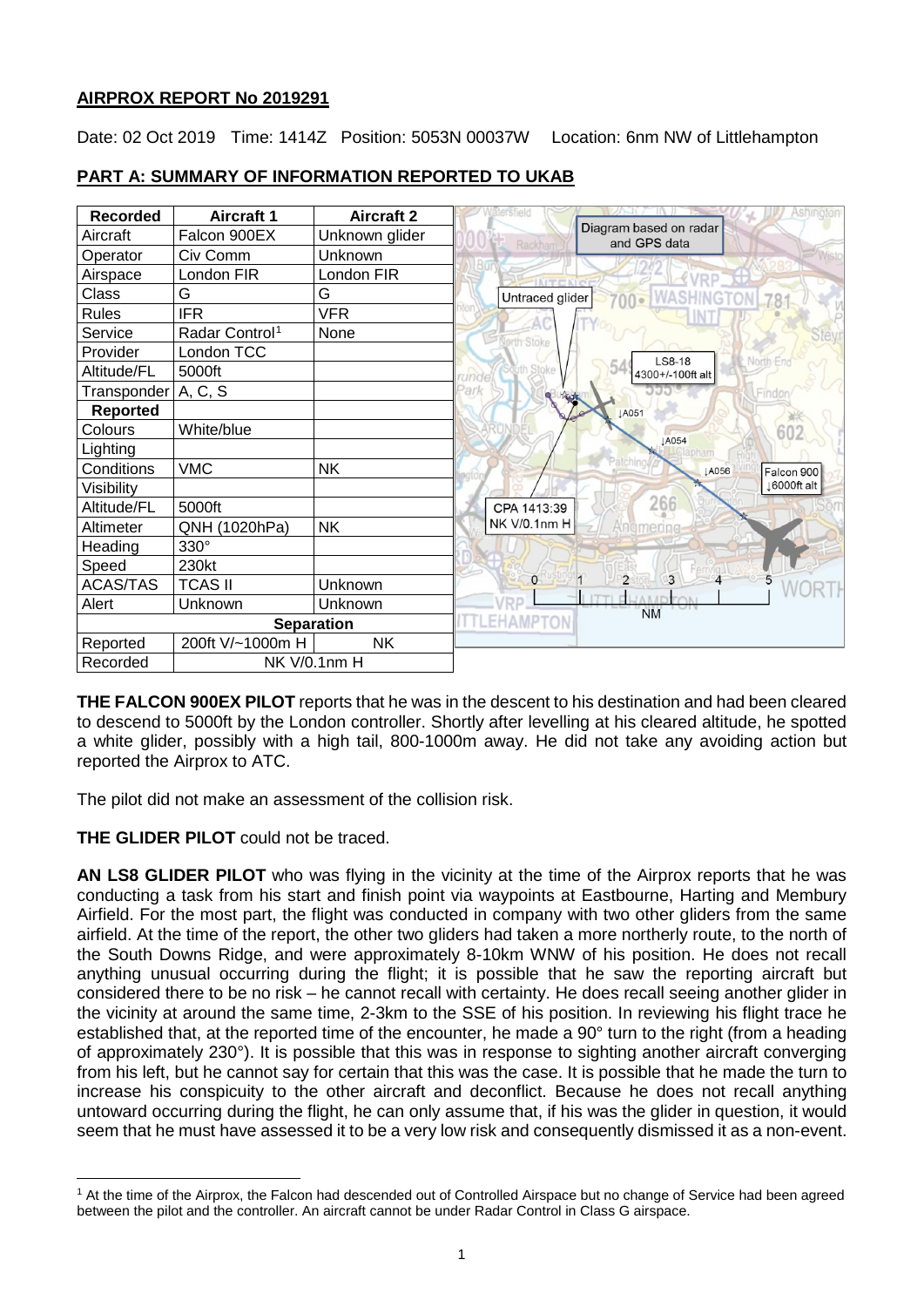## AIRPROX REPORT No 2019291

Date: 02 Oct 2019 Time: 1414Z Position: 5053N 00037W Location: 6nm NW of Littlehampton

## PART A: SUMMARY OF INFORMATION REPORTED TO UKAB

| Recorded | Aircraft 1 | Aircraft 2 |
|---|---|---|
| Aircraft | Falcon 900EX | Unknown glider |
| Operator | Civ Comm | Unknown |
| Airspace | London FIR | London FIR |
| Class | G | G |
| Rules | IFR | VFR |
| Service | Radar Control[1] | None |
| Provider | London TCC | |
| Altitude/FL | 5000ft | |
| Transponder | A, C, S | |
| **Reported** | | |
| Colours | White/blue | |
| Lighting | | |
| Conditions | VMC | NK |
| Visibility | | |
| Altitude/FL | 5000ft | |
| Altimeter | QNH (1020hPa) | NK |
| Heading | 330° | |
| Speed | 230kt | |
| ACAS/TAS | TCAS II | Unknown |
| Alert | Unknown | Unknown |
| **Separation** | | |
| Reported | 200ft V/~1000m H | NK |
| Recorded | NK V/0.1nm H | |

Diagram based on radar and GPS data. Untraced glider. LS8-18 4300+/-100ft alt. ↓A051. ↓A054. ↓A056. Falcon 900 ↓6000ft alt. CPA 1413:39 NK V/0.1nm H. NM 0 1 2 3 4 5.

**THE FALCON 900EX PILOT** reports that he was in the descent to his destination and had been cleared to descend to 5000ft by the London controller. Shortly after levelling at his cleared altitude, he spotted a white glider, possibly with a high tail, 800-1000m away. He did not take any avoiding action but reported the Airprox to ATC.

The pilot did not make an assessment of the collision risk.

**THE GLIDER PILOT** could not be traced.

**AN LS8 GLIDER PILOT** who was flying in the vicinity at the time of the Airprox reports that he was conducting a task from his start and finish point via waypoints at Eastbourne, Harting and Membury Airfield. For the most part, the flight was conducted in company with two other gliders from the same airfield. At the time of the report, the other two gliders had taken a more northerly route, to the north of the South Downs Ridge, and were approximately 8-10km WNW of his position. He does not recall anything unusual occurring during the flight; it is possible that he saw the reporting aircraft but considered there to be no risk – he cannot recall with certainty. He does recall seeing another glider in the vicinity at around the same time, 2-3km to the SSE of his position. In reviewing his flight trace he established that, at the reported time of the encounter, he made a 90° turn to the right (from a heading of approximately 230°). It is possible that this was in response to sighting another aircraft converging from his left, but he cannot say for certain that this was the case. It is possible that he made the turn to increase his conspicuity to the other aircraft and deconflict. Because he does not recall anything untoward occurring during the flight, he can only assume that, if his was the glider in question, it would seem that he must have assessed it to be a very low risk and consequently dismissed it as a non-event.

[1] At the time of the Airprox, the Falcon had descended out of Controlled Airspace but no change of Service had been agreed between the pilot and the controller. An aircraft cannot be under Radar Control in Class G airspace.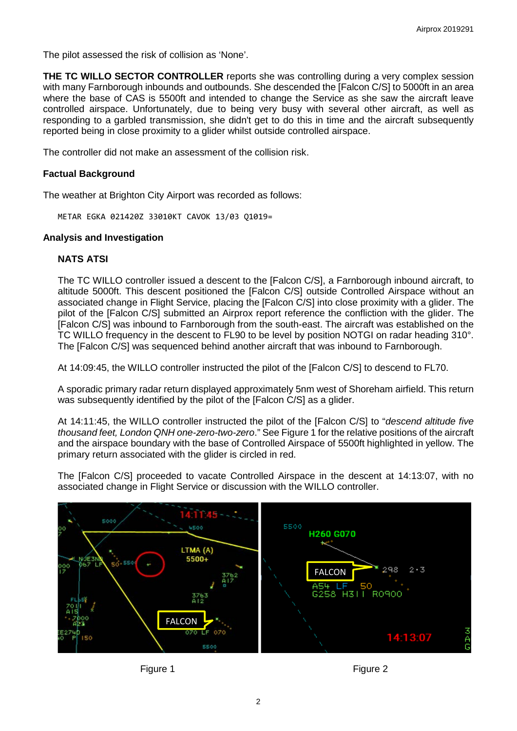The pilot assessed the risk of collision as 'None'.

**THE TC WILLO SECTOR CONTROLLER** reports she was controlling during a very complex session with many Farnborough inbounds and outbounds. She descended the [Falcon C/S] to 5000ft in an area where the base of CAS is 5500ft and intended to change the Service as she saw the aircraft leave controlled airspace. Unfortunately, due to being very busy with several other aircraft, as well as responding to a garbled transmission, she didn't get to do this in time and the aircraft subsequently reported being in close proximity to a glider whilst outside controlled airspace.

The controller did not make an assessment of the collision risk.

### Factual Background

The weather at Brighton City Airport was recorded as follows:

```
METAR EGKA 021420Z 33010KT CAVOK 13/03 Q1019=
```

### Analysis and Investigation

#### NATS ATSI

The TC WILLO controller issued a descent to the [Falcon C/S], a Farnborough inbound aircraft, to altitude 5000ft. This descent positioned the [Falcon C/S] outside Controlled Airspace without an associated change in Flight Service, placing the [Falcon C/S] into close proximity with a glider. The pilot of the [Falcon C/S] submitted an Airprox report reference the confliction with the glider. The [Falcon C/S] was inbound to Farnborough from the south-east. The aircraft was established on the TC WILLO frequency in the descent to FL90 to be level by position NOTGI on radar heading 310°. The [Falcon C/S] was sequenced behind another aircraft that was inbound to Farnborough.

At 14:09:45, the WILLO controller instructed the pilot of the [Falcon C/S] to descend to FL70.

A sporadic primary radar return displayed approximately 5nm west of Shoreham airfield. This return was subsequently identified by the pilot of the [Falcon C/S] as a glider.

At 14:11:45, the WILLO controller instructed the pilot of the [Falcon C/S] to "*descend altitude five thousand feet, London QNH one-zero-two-zero*." See Figure 1 for the relative positions of the aircraft and the airspace boundary with the base of Controlled Airspace of 5500ft highlighted in yellow. The primary return associated with the glider is circled in red.

The [Falcon C/S] proceeded to vacate Controlled Airspace in the descent at 14:13:07, with no associated change in Flight Service or discussion with the WILLO controller.

Figure 1

Figure 2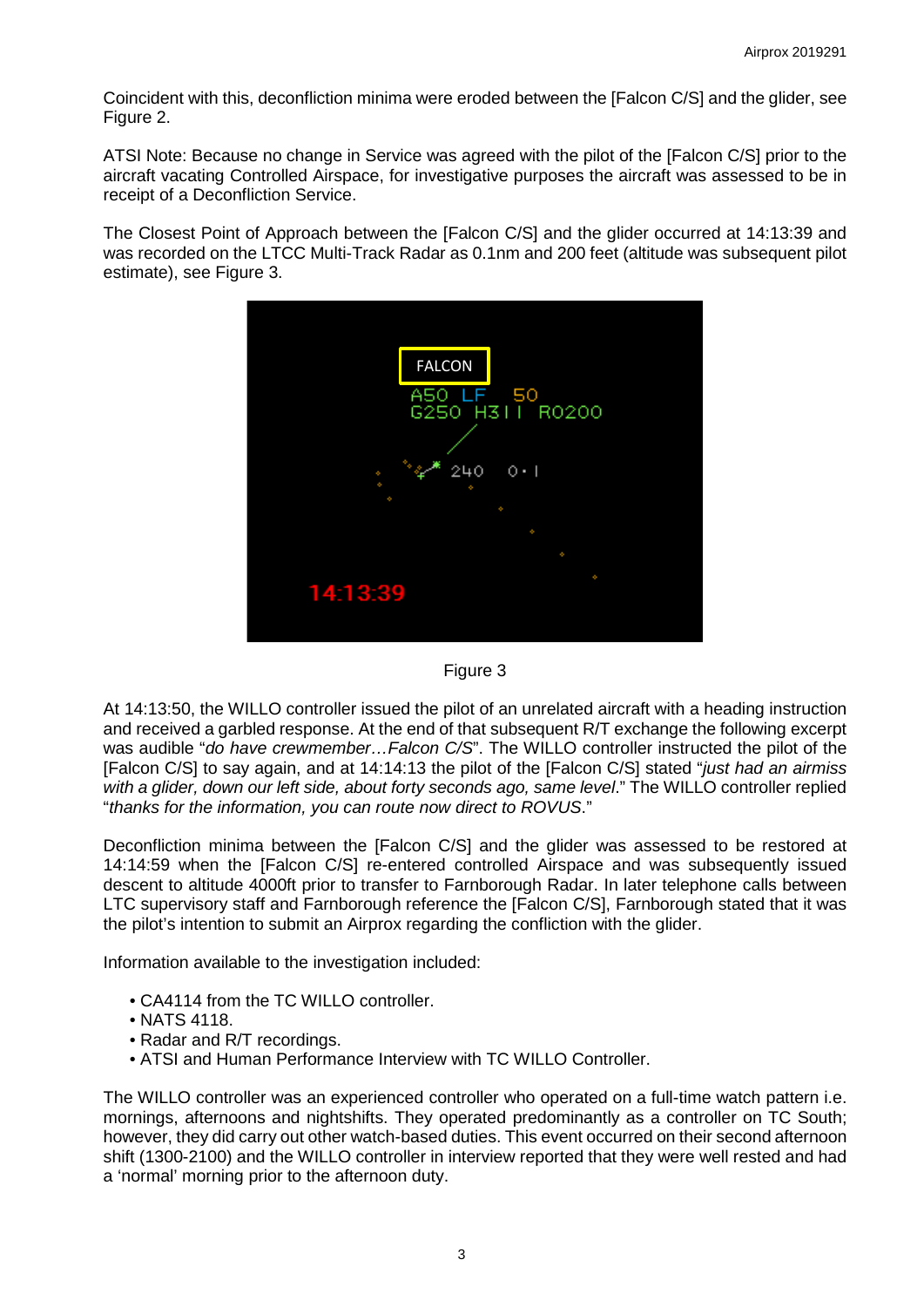Coincident with this, deconfliction minima were eroded between the [Falcon C/S] and the glider, see Figure 2.

ATSI Note: Because no change in Service was agreed with the pilot of the [Falcon C/S] prior to the aircraft vacating Controlled Airspace, for investigative purposes the aircraft was assessed to be in receipt of a Deconfliction Service.

The Closest Point of Approach between the [Falcon C/S] and the glider occurred at 14:13:39 and was recorded on the LTCC Multi-Track Radar as 0.1nm and 200 feet (altitude was subsequent pilot estimate), see Figure 3.

Figure 3

At 14:13:50, the WILLO controller issued the pilot of an unrelated aircraft with a heading instruction and received a garbled response. At the end of that subsequent R/T exchange the following excerpt was audible "*do have crewmember…Falcon C/S*". The WILLO controller instructed the pilot of the [Falcon C/S] to say again, and at 14:14:13 the pilot of the [Falcon C/S] stated "*just had an airmiss with a glider, down our left side, about forty seconds ago, same level*." The WILLO controller replied "*thanks for the information, you can route now direct to ROVUS*."

Deconfliction minima between the [Falcon C/S] and the glider was assessed to be restored at 14:14:59 when the [Falcon C/S] re-entered controlled Airspace and was subsequently issued descent to altitude 4000ft prior to transfer to Farnborough Radar. In later telephone calls between LTC supervisory staff and Farnborough reference the [Falcon C/S], Farnborough stated that it was the pilot's intention to submit an Airprox regarding the confliction with the glider.

Information available to the investigation included:

- CA4114 from the TC WILLO controller.
- NATS 4118.
- Radar and R/T recordings.
- ATSI and Human Performance Interview with TC WILLO Controller.

The WILLO controller was an experienced controller who operated on a full-time watch pattern i.e. mornings, afternoons and nightshifts. They operated predominantly as a controller on TC South; however, they did carry out other watch-based duties. This event occurred on their second afternoon shift (1300-2100) and the WILLO controller in interview reported that they were well rested and had a 'normal' morning prior to the afternoon duty.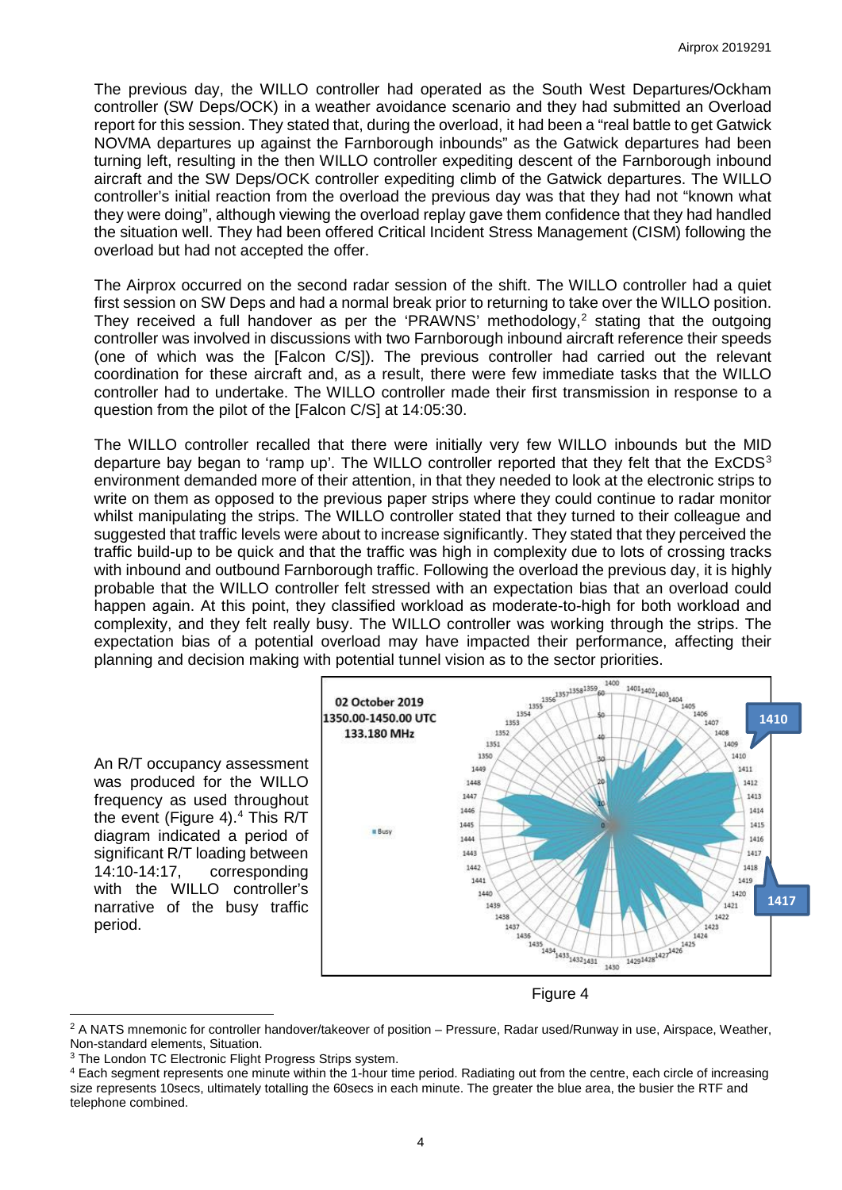The previous day, the WILLO controller had operated as the South West Departures/Ockham controller (SW Deps/OCK) in a weather avoidance scenario and they had submitted an Overload report for this session. They stated that, during the overload, it had been a "real battle to get Gatwick NOVMA departures up against the Farnborough inbounds" as the Gatwick departures had been turning left, resulting in the then WILLO controller expediting descent of the Farnborough inbound aircraft and the SW Deps/OCK controller expediting climb of the Gatwick departures. The WILLO controller's initial reaction from the overload the previous day was that they had not "known what they were doing", although viewing the overload replay gave them confidence that they had handled the situation well. They had been offered Critical Incident Stress Management (CISM) following the overload but had not accepted the offer.

The Airprox occurred on the second radar session of the shift. The WILLO controller had a quiet first session on SW Deps and had a normal break prior to returning to take over the WILLO position. They received a full handover as per the 'PRAWNS' methodology,[2] stating that the outgoing controller was involved in discussions with two Farnborough inbound aircraft reference their speeds (one of which was the [Falcon C/S]). The previous controller had carried out the relevant coordination for these aircraft and, as a result, there were few immediate tasks that the WILLO controller had to undertake. The WILLO controller made their first transmission in response to a question from the pilot of the [Falcon C/S] at 14:05:30.

The WILLO controller recalled that there were initially very few WILLO inbounds but the MID departure bay began to 'ramp up'. The WILLO controller reported that they felt that the ExCDS[3] environment demanded more of their attention, in that they needed to look at the electronic strips to write on them as opposed to the previous paper strips where they could continue to radar monitor whilst manipulating the strips. The WILLO controller stated that they turned to their colleague and suggested that traffic levels were about to increase significantly. They stated that they perceived the traffic build-up to be quick and that the traffic was high in complexity due to lots of crossing tracks with inbound and outbound Farnborough traffic. Following the overload the previous day, it is highly probable that the WILLO controller felt stressed with an expectation bias that an overload could happen again. At this point, they classified workload as moderate-to-high for both workload and complexity, and they felt really busy. The WILLO controller was working through the strips. The expectation bias of a potential overload may have impacted their performance, affecting their planning and decision making with potential tunnel vision as to the sector priorities.

An R/T occupancy assessment was produced for the WILLO frequency as used throughout the event (Figure 4).[4] This R/T diagram indicated a period of significant R/T loading between 14:10-14:17, corresponding with the WILLO controller's narrative of the busy traffic period.

Figure 4

[2] A NATS mnemonic for controller handover/takeover of position – Pressure, Radar used/Runway in use, Airspace, Weather, Non-standard elements, Situation.

[3] The London TC Electronic Flight Progress Strips system.

[4] Each segment represents one minute within the 1-hour time period. Radiating out from the centre, each circle of increasing size represents 10secs, ultimately totalling the 60secs in each minute. The greater the blue area, the busier the RTF and telephone combined.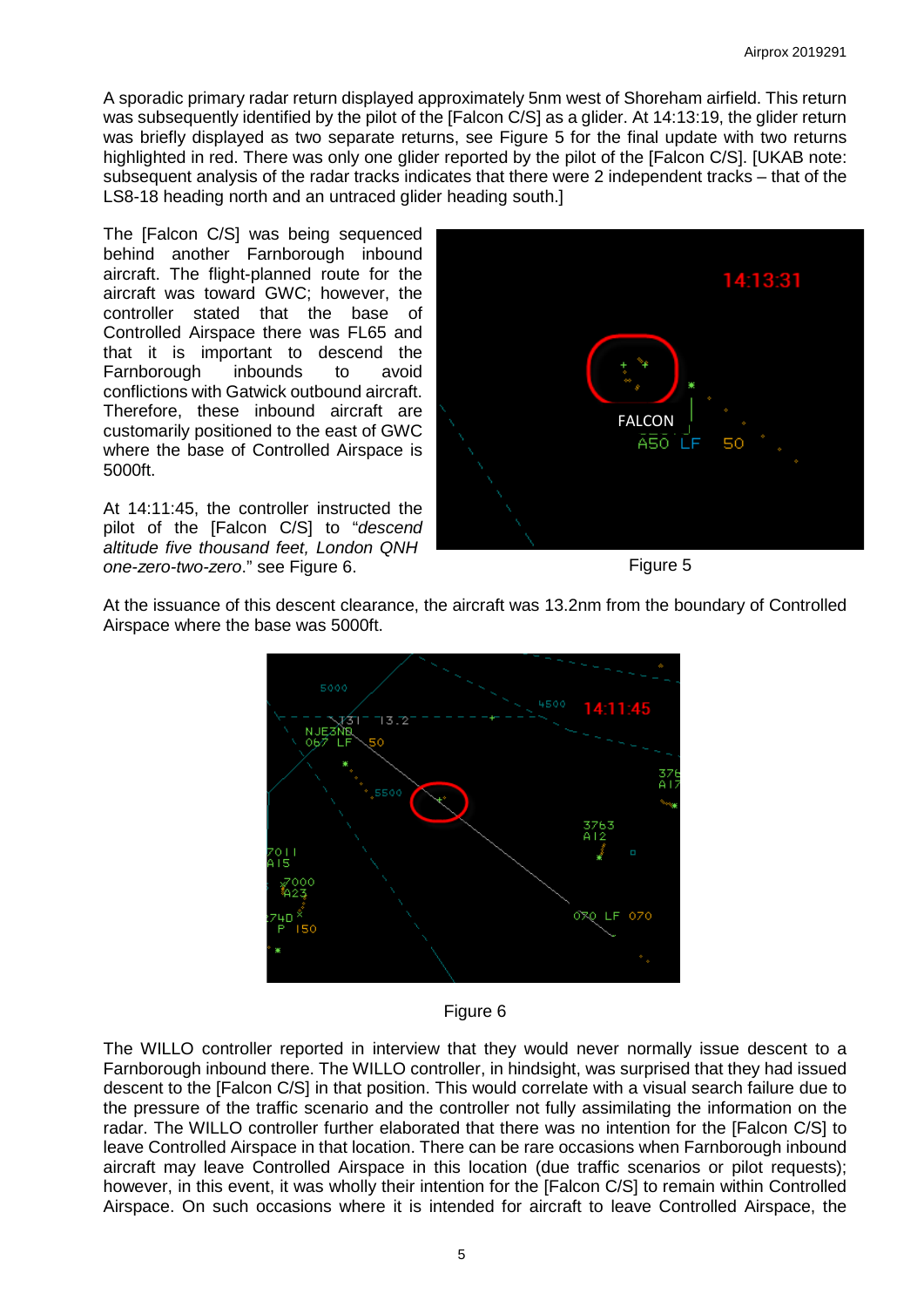A sporadic primary radar return displayed approximately 5nm west of Shoreham airfield. This return was subsequently identified by the pilot of the [Falcon C/S] as a glider. At 14:13:19, the glider return was briefly displayed as two separate returns, see Figure 5 for the final update with two returns highlighted in red. There was only one glider reported by the pilot of the [Falcon C/S]. [UKAB note: subsequent analysis of the radar tracks indicates that there were 2 independent tracks – that of the LS8-18 heading north and an untraced glider heading south.]

The [Falcon C/S] was being sequenced behind another Farnborough inbound aircraft. The flight-planned route for the aircraft was toward GWC; however, the controller stated that the base of Controlled Airspace there was FL65 and that it is important to descend the Farnborough inbounds to avoid conflictions with Gatwick outbound aircraft. Therefore, these inbound aircraft are customarily positioned to the east of GWC where the base of Controlled Airspace is 5000ft.

Figure 5

At 14:11:45, the controller instructed the pilot of the [Falcon C/S] to "*descend altitude five thousand feet, London QNH one-zero-two-zero*." see Figure 6.

At the issuance of this descent clearance, the aircraft was 13.2nm from the boundary of Controlled Airspace where the base was 5000ft.

Figure 6

The WILLO controller reported in interview that they would never normally issue descent to a Farnborough inbound there. The WILLO controller, in hindsight, was surprised that they had issued descent to the [Falcon C/S] in that position. This would correlate with a visual search failure due to the pressure of the traffic scenario and the controller not fully assimilating the information on the radar. The WILLO controller further elaborated that there was no intention for the [Falcon C/S] to leave Controlled Airspace in that location. There can be rare occasions when Farnborough inbound aircraft may leave Controlled Airspace in this location (due traffic scenarios or pilot requests); however, in this event, it was wholly their intention for the [Falcon C/S] to remain within Controlled Airspace. On such occasions where it is intended for aircraft to leave Controlled Airspace, the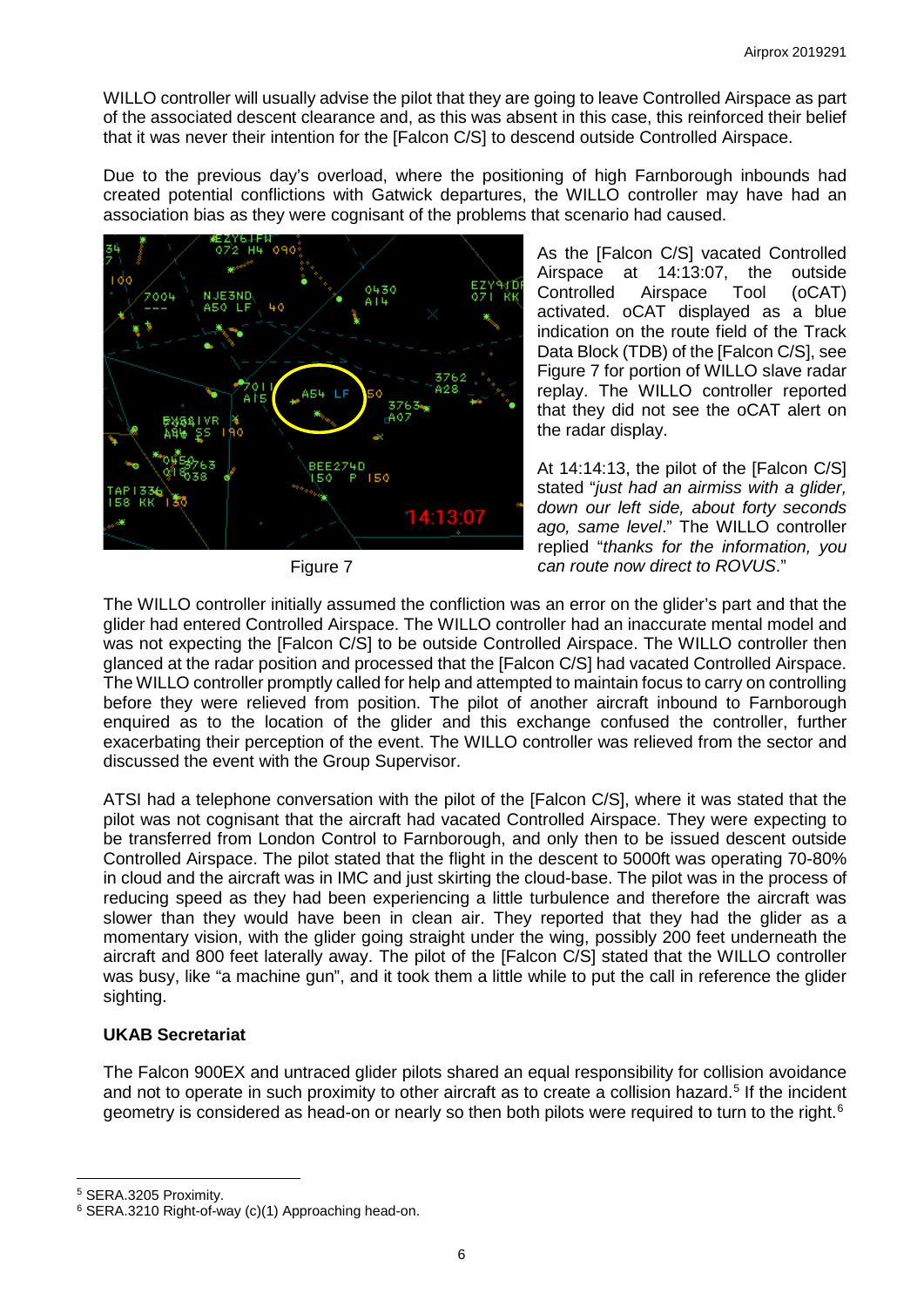WILLO controller will usually advise the pilot that they are going to leave Controlled Airspace as part of the associated descent clearance and, as this was absent in this case, this reinforced their belief that it was never their intention for the [Falcon C/S] to descend outside Controlled Airspace.

Due to the previous day's overload, where the positioning of high Farnborough inbounds had created potential conflictions with Gatwick departures, the WILLO controller may have had an association bias as they were cognisant of the problems that scenario had caused.

Figure 7

As the [Falcon C/S] vacated Controlled Airspace at 14:13:07, the outside Controlled Airspace Tool (oCAT) activated. oCAT displayed as a blue indication on the route field of the Track Data Block (TDB) of the [Falcon C/S], see Figure 7 for portion of WILLO slave radar replay. The WILLO controller reported that they did not see the oCAT alert on the radar display.

At 14:14:13, the pilot of the [Falcon C/S] stated "*just had an airmiss with a glider, down our left side, about forty seconds ago, same level*." The WILLO controller replied "*thanks for the information, you can route now direct to ROVUS*."

The WILLO controller initially assumed the confliction was an error on the glider's part and that the glider had entered Controlled Airspace. The WILLO controller had an inaccurate mental model and was not expecting the [Falcon C/S] to be outside Controlled Airspace. The WILLO controller then glanced at the radar position and processed that the [Falcon C/S] had vacated Controlled Airspace. The WILLO controller promptly called for help and attempted to maintain focus to carry on controlling before they were relieved from position. The pilot of another aircraft inbound to Farnborough enquired as to the location of the glider and this exchange confused the controller, further exacerbating their perception of the event. The WILLO controller was relieved from the sector and discussed the event with the Group Supervisor.

ATSI had a telephone conversation with the pilot of the [Falcon C/S], where it was stated that the pilot was not cognisant that the aircraft had vacated Controlled Airspace. They were expecting to be transferred from London Control to Farnborough, and only then to be issued descent outside Controlled Airspace. The pilot stated that the flight in the descent to 5000ft was operating 70-80% in cloud and the aircraft was in IMC and just skirting the cloud-base. The pilot was in the process of reducing speed as they had been experiencing a little turbulence and therefore the aircraft was slower than they would have been in clean air. They reported that they had the glider as a momentary vision, with the glider going straight under the wing, possibly 200 feet underneath the aircraft and 800 feet laterally away. The pilot of the [Falcon C/S] stated that the WILLO controller was busy, like "a machine gun", and it took them a little while to put the call in reference the glider sighting.

**UKAB Secretariat**

The Falcon 900EX and untraced glider pilots shared an equal responsibility for collision avoidance and not to operate in such proximity to other aircraft as to create a collision hazard.[5] If the incident geometry is considered as head-on or nearly so then both pilots were required to turn to the right.[6]

[5] SERA.3205 Proximity.

[6] SERA.3210 Right-of-way (c)(1) Approaching head-on.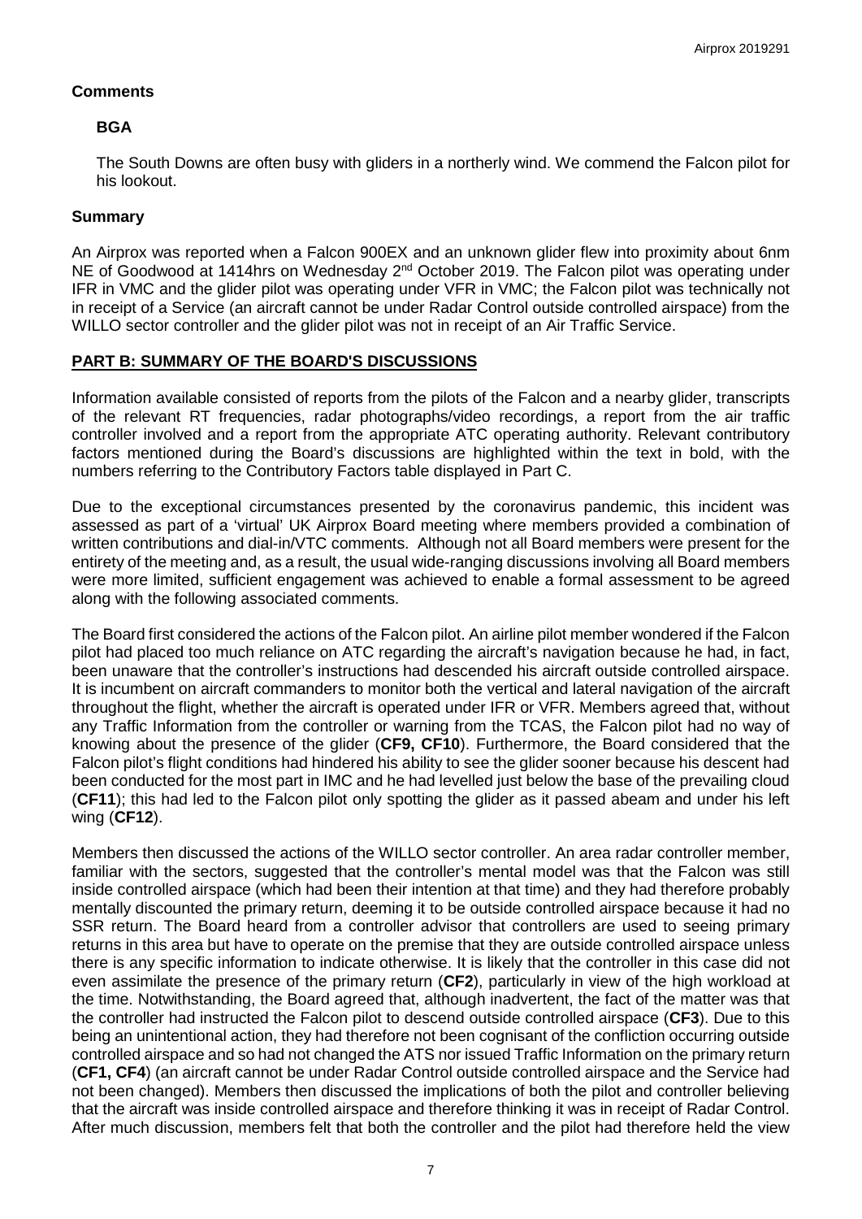## Comments

### BGA

The South Downs are often busy with gliders in a northerly wind. We commend the Falcon pilot for his lookout.

## Summary

An Airprox was reported when a Falcon 900EX and an unknown glider flew into proximity about 6nm NE of Goodwood at 1414hrs on Wednesday 2nd October 2019. The Falcon pilot was operating under IFR in VMC and the glider pilot was operating under VFR in VMC; the Falcon pilot was technically not in receipt of a Service (an aircraft cannot be under Radar Control outside controlled airspace) from the WILLO sector controller and the glider pilot was not in receipt of an Air Traffic Service.

## PART B: SUMMARY OF THE BOARD'S DISCUSSIONS

Information available consisted of reports from the pilots of the Falcon and a nearby glider, transcripts of the relevant RT frequencies, radar photographs/video recordings, a report from the air traffic controller involved and a report from the appropriate ATC operating authority. Relevant contributory factors mentioned during the Board's discussions are highlighted within the text in bold, with the numbers referring to the Contributory Factors table displayed in Part C.

Due to the exceptional circumstances presented by the coronavirus pandemic, this incident was assessed as part of a 'virtual' UK Airprox Board meeting where members provided a combination of written contributions and dial-in/VTC comments. Although not all Board members were present for the entirety of the meeting and, as a result, the usual wide-ranging discussions involving all Board members were more limited, sufficient engagement was achieved to enable a formal assessment to be agreed along with the following associated comments.

The Board first considered the actions of the Falcon pilot. An airline pilot member wondered if the Falcon pilot had placed too much reliance on ATC regarding the aircraft's navigation because he had, in fact, been unaware that the controller's instructions had descended his aircraft outside controlled airspace. It is incumbent on aircraft commanders to monitor both the vertical and lateral navigation of the aircraft throughout the flight, whether the aircraft is operated under IFR or VFR. Members agreed that, without any Traffic Information from the controller or warning from the TCAS, the Falcon pilot had no way of knowing about the presence of the glider (**CF9, CF10**). Furthermore, the Board considered that the Falcon pilot's flight conditions had hindered his ability to see the glider sooner because his descent had been conducted for the most part in IMC and he had levelled just below the base of the prevailing cloud (**CF11**); this had led to the Falcon pilot only spotting the glider as it passed abeam and under his left wing (**CF12**).

Members then discussed the actions of the WILLO sector controller. An area radar controller member, familiar with the sectors, suggested that the controller's mental model was that the Falcon was still inside controlled airspace (which had been their intention at that time) and they had therefore probably mentally discounted the primary return, deeming it to be outside controlled airspace because it had no SSR return. The Board heard from a controller advisor that controllers are used to seeing primary returns in this area but have to operate on the premise that they are outside controlled airspace unless there is any specific information to indicate otherwise. It is likely that the controller in this case did not even assimilate the presence of the primary return (**CF2**), particularly in view of the high workload at the time. Notwithstanding, the Board agreed that, although inadvertent, the fact of the matter was that the controller had instructed the Falcon pilot to descend outside controlled airspace (**CF3**). Due to this being an unintentional action, they had therefore not been cognisant of the confliction occurring outside controlled airspace and so had not changed the ATS nor issued Traffic Information on the primary return (**CF1, CF4**) (an aircraft cannot be under Radar Control outside controlled airspace and the Service had not been changed). Members then discussed the implications of both the pilot and controller believing that the aircraft was inside controlled airspace and therefore thinking it was in receipt of Radar Control. After much discussion, members felt that both the controller and the pilot had therefore held the view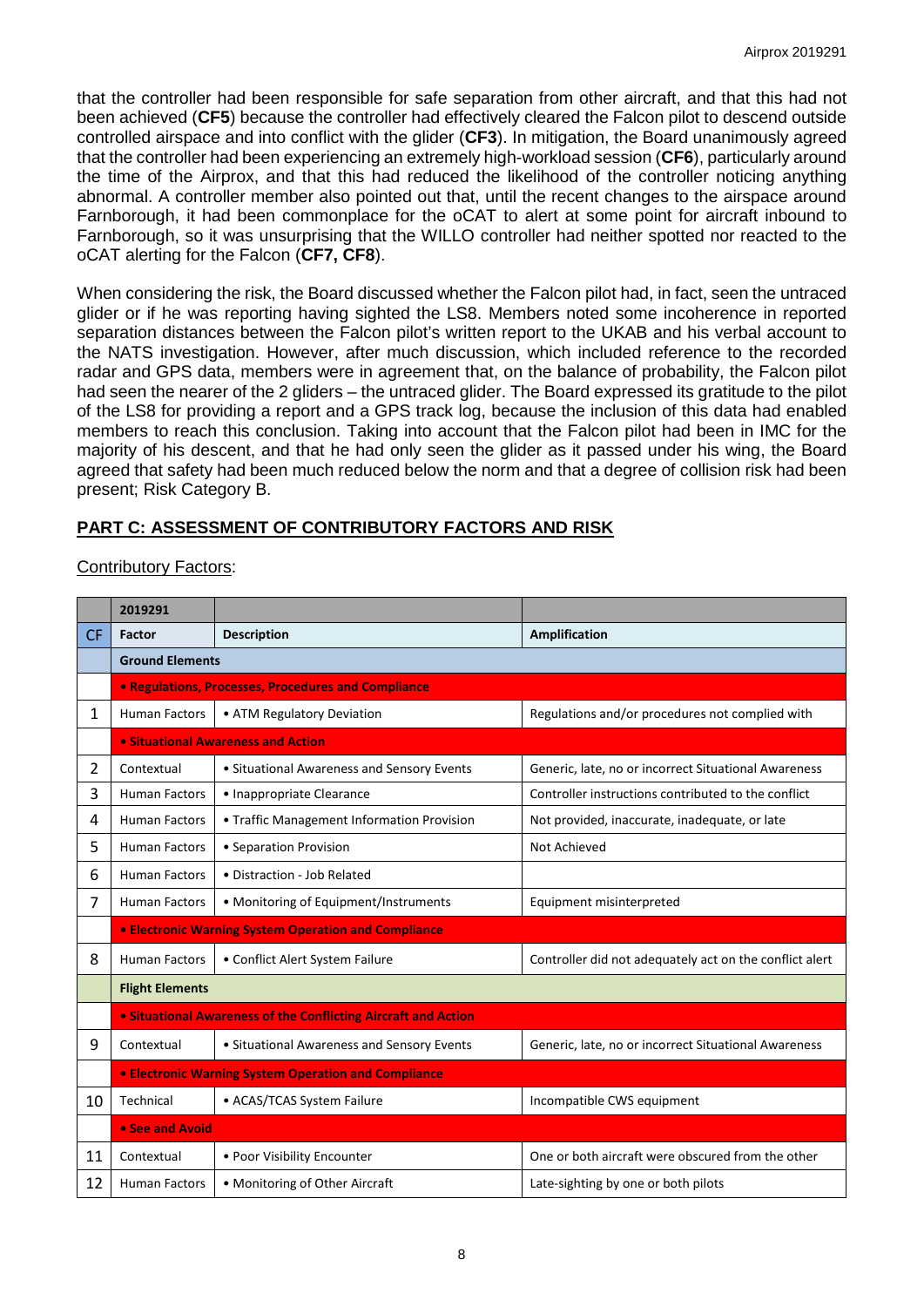that the controller had been responsible for safe separation from other aircraft, and that this had not been achieved (**CF5**) because the controller had effectively cleared the Falcon pilot to descend outside controlled airspace and into conflict with the glider (**CF3**). In mitigation, the Board unanimously agreed that the controller had been experiencing an extremely high-workload session (**CF6**), particularly around the time of the Airprox, and that this had reduced the likelihood of the controller noticing anything abnormal. A controller member also pointed out that, until the recent changes to the airspace around Farnborough, it had been commonplace for the oCAT to alert at some point for aircraft inbound to Farnborough, so it was unsurprising that the WILLO controller had neither spotted nor reacted to the oCAT alerting for the Falcon (**CF7, CF8**).

When considering the risk, the Board discussed whether the Falcon pilot had, in fact, seen the untraced glider or if he was reporting having sighted the LS8. Members noted some incoherence in reported separation distances between the Falcon pilot's written report to the UKAB and his verbal account to the NATS investigation. However, after much discussion, which included reference to the recorded radar and GPS data, members were in agreement that, on the balance of probability, the Falcon pilot had seen the nearer of the 2 gliders – the untraced glider. The Board expressed its gratitude to the pilot of the LS8 for providing a report and a GPS track log, because the inclusion of this data had enabled members to reach this conclusion. Taking into account that the Falcon pilot had been in IMC for the majority of his descent, and that he had only seen the glider as it passed under his wing, the Board agreed that safety had been much reduced below the norm and that a degree of collision risk had been present; Risk Category B.

## PART C: ASSESSMENT OF CONTRIBUTORY FACTORS AND RISK

Contributory Factors:

| | 2019291 | | |
|---|---|---|---|
| CF | **Factor** | **Description** | **Amplification** |
| | **Ground Elements** | | |
| | **• Regulations, Processes, Procedures and Compliance** | | |
| 1 | Human Factors | • ATM Regulatory Deviation | Regulations and/or procedures not complied with |
| | **• Situational Awareness and Action** | | |
| 2 | Contextual | • Situational Awareness and Sensory Events | Generic, late, no or incorrect Situational Awareness |
| 3 | Human Factors | • Inappropriate Clearance | Controller instructions contributed to the conflict |
| 4 | Human Factors | • Traffic Management Information Provision | Not provided, inaccurate, inadequate, or late |
| 5 | Human Factors | • Separation Provision | Not Achieved |
| 6 | Human Factors | • Distraction - Job Related | |
| 7 | Human Factors | • Monitoring of Equipment/Instruments | Equipment misinterpreted |
| | **• Electronic Warning System Operation and Compliance** | | |
| 8 | Human Factors | • Conflict Alert System Failure | Controller did not adequately act on the conflict alert |
| | **Flight Elements** | | |
| | **• Situational Awareness of the Conflicting Aircraft and Action** | | |
| 9 | Contextual | • Situational Awareness and Sensory Events | Generic, late, no or incorrect Situational Awareness |
| | **• Electronic Warning System Operation and Compliance** | | |
| 10 | Technical | • ACAS/TCAS System Failure | Incompatible CWS equipment |
| | **• See and Avoid** | | |
| 11 | Contextual | • Poor Visibility Encounter | One or both aircraft were obscured from the other |
| 12 | Human Factors | • Monitoring of Other Aircraft | Late-sighting by one or both pilots |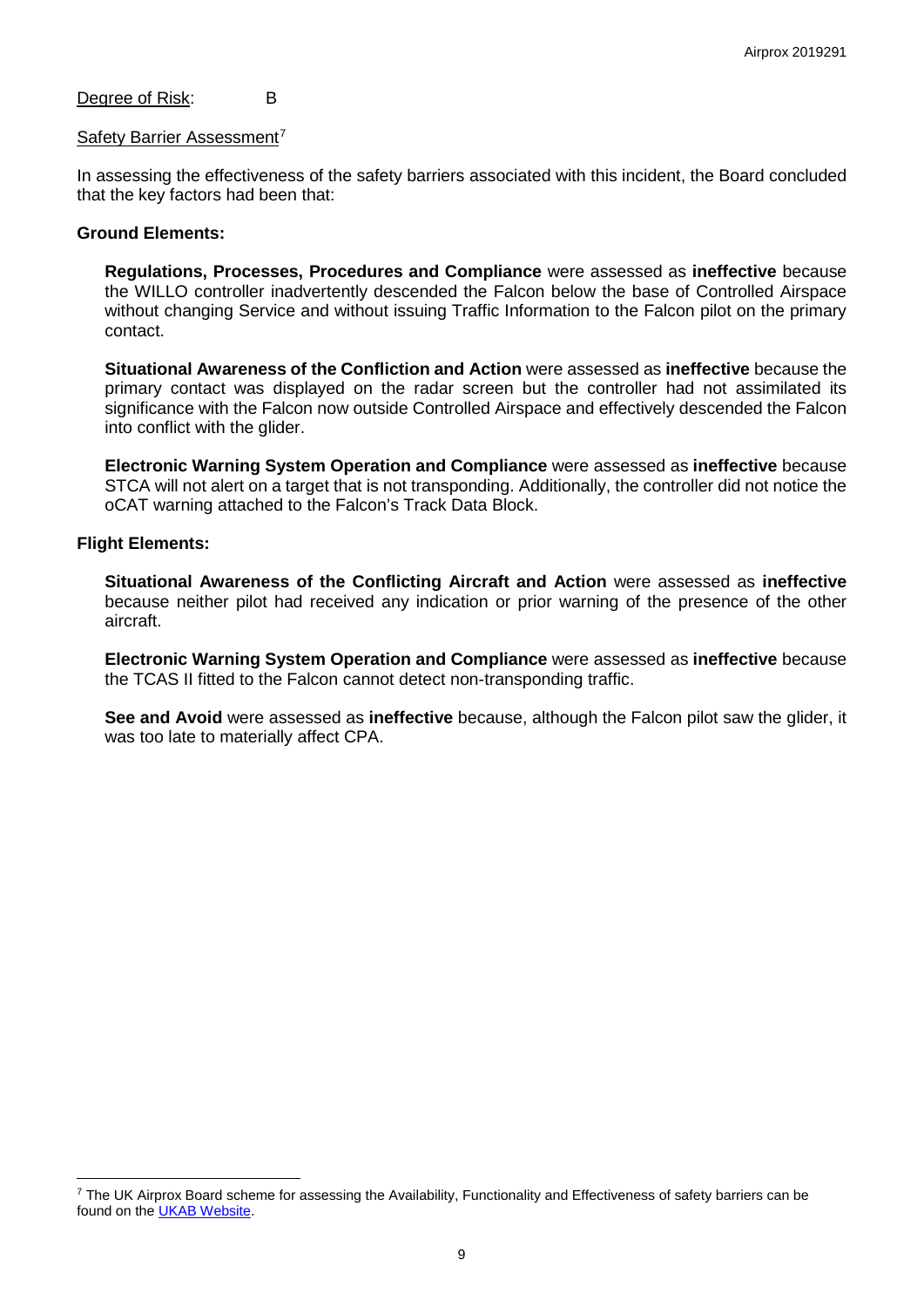Degree of Risk: B

Safety Barrier Assessment[7]

In assessing the effectiveness of the safety barriers associated with this incident, the Board concluded that the key factors had been that:

**Ground Elements:**

**Regulations, Processes, Procedures and Compliance** were assessed as **ineffective** because the WILLO controller inadvertently descended the Falcon below the base of Controlled Airspace without changing Service and without issuing Traffic Information to the Falcon pilot on the primary contact.

**Situational Awareness of the Confliction and Action** were assessed as **ineffective** because the primary contact was displayed on the radar screen but the controller had not assimilated its significance with the Falcon now outside Controlled Airspace and effectively descended the Falcon into conflict with the glider.

**Electronic Warning System Operation and Compliance** were assessed as **ineffective** because STCA will not alert on a target that is not transponding. Additionally, the controller did not notice the oCAT warning attached to the Falcon's Track Data Block.

**Flight Elements:**

**Situational Awareness of the Conflicting Aircraft and Action** were assessed as **ineffective** because neither pilot had received any indication or prior warning of the presence of the other aircraft.

**Electronic Warning System Operation and Compliance** were assessed as **ineffective** because the TCAS II fitted to the Falcon cannot detect non-transponding traffic.

**See and Avoid** were assessed as **ineffective** because, although the Falcon pilot saw the glider, it was too late to materially affect CPA.

---

[7] The UK Airprox Board scheme for assessing the Availability, Functionality and Effectiveness of safety barriers can be found on the UKAB Website.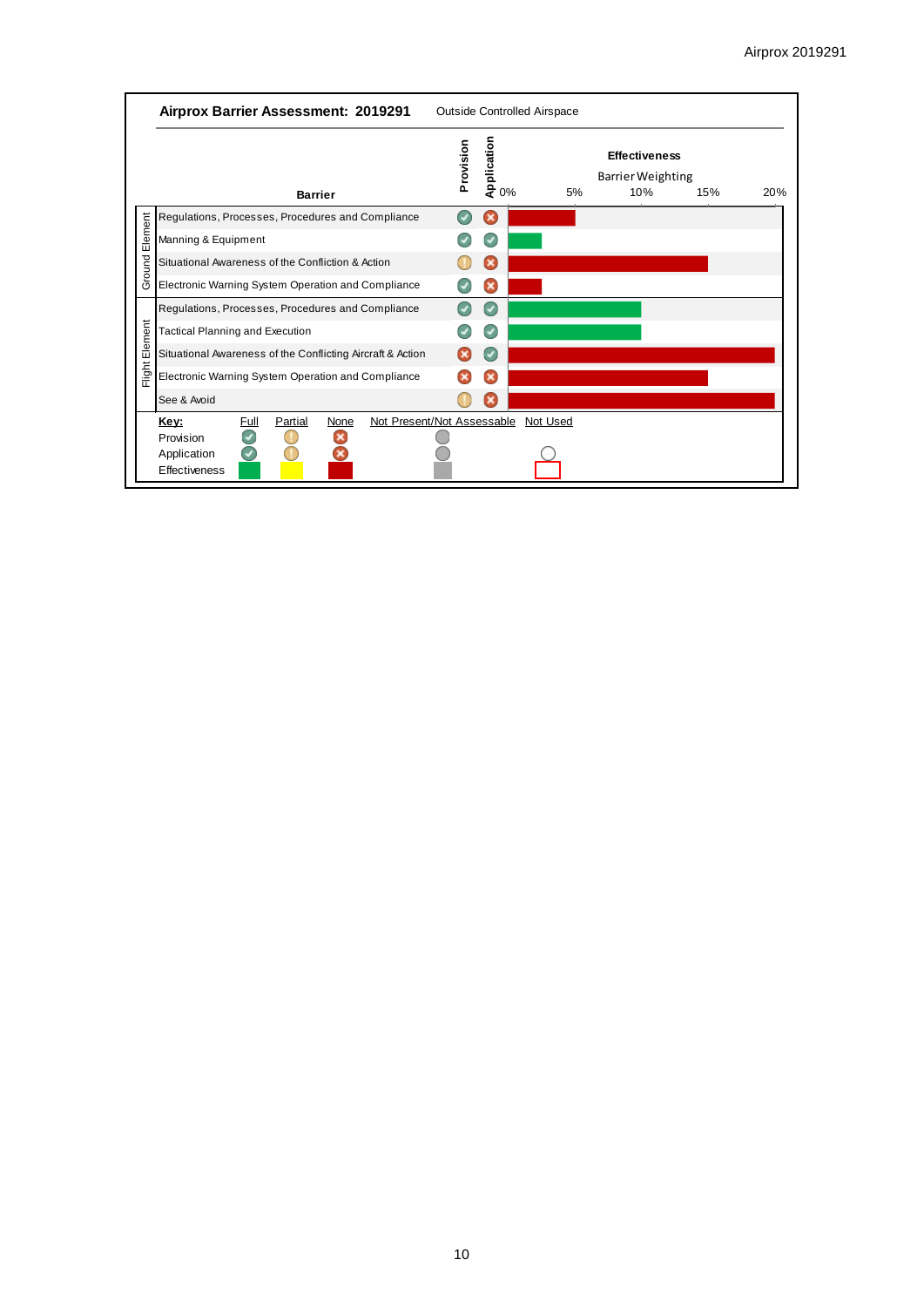## Airprox Barrier Assessment: 2019291

Outside Controlled Airspace

| | Barrier | Provision | Application | Effectiveness (Barrier Weighting) |
|---|---|---|---|---|
| Ground Element | Regulations, Processes, Procedures and Compliance | Full | None | |
| | Manning & Equipment | Full | Full | |
| | Situational Awareness of the Confliction & Action | Partial | None | |
| | Electronic Warning System Operation and Compliance | Full | None | |
| Flight Element | Regulations, Processes, Procedures and Compliance | Full | Full | |
| | Tactical Planning and Execution | Full | Full | |
| | Situational Awareness of the Conflicting Aircraft & Action | None | Full | |
| | Electronic Warning System Operation and Compliance | None | None | |
| | See & Avoid | Partial | None | |

Effectiveness
Barrier Weighting
0%
5%
10%
15%
20%

**Key:** Full, Partial, None, Not Present/Not Assessable, Not Used
Provision
Application
Effectiveness